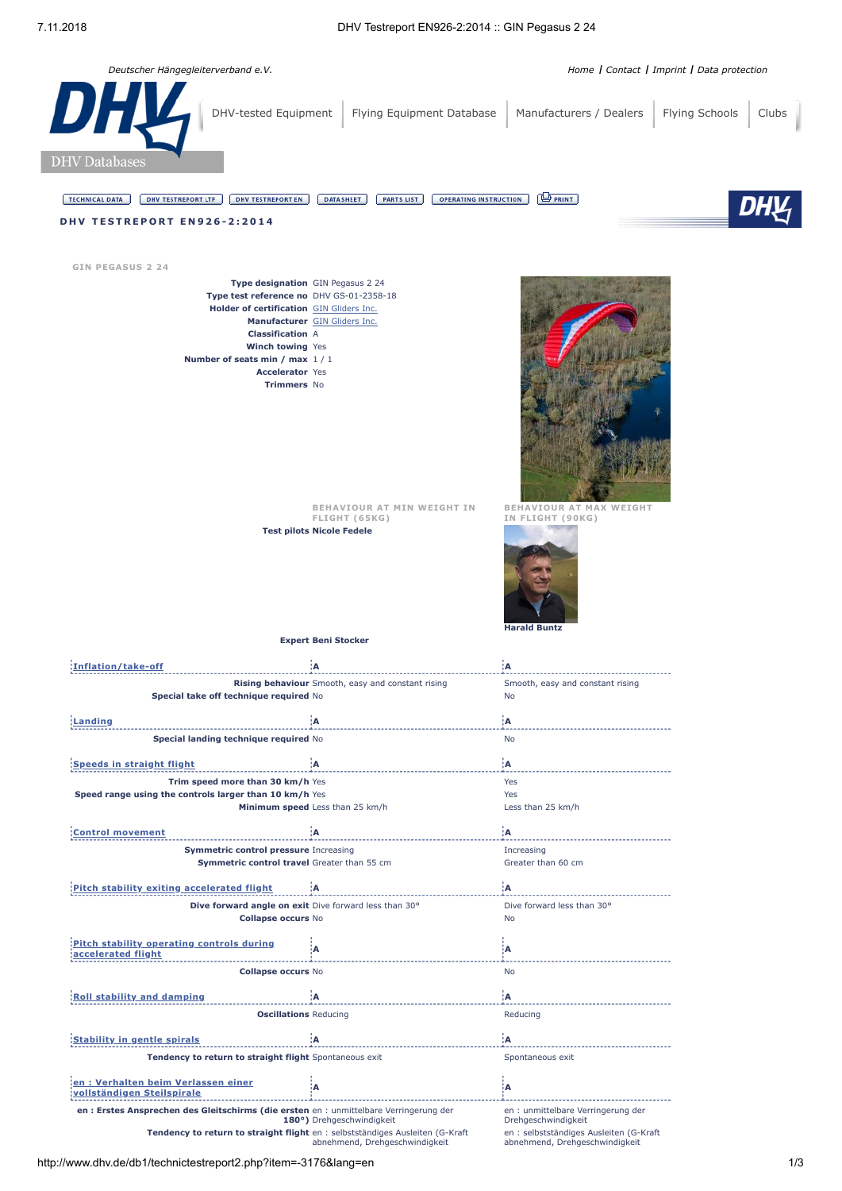Deutscher Hängegleiterverband e.V.

Home | Contact | Imprint | Data protection

DHV-tested Equipment | Flying Equipment Database | Manufacturers / Dealers | Flying Schools | Clubs

DHV Databases

TECHNICAL DATA | DHV TESTREPORT LTF | DHV TESTREPORT EN | DATASHEET | PARTS LIST | OPERATING INSTRUCTION | PRINT

## DHV TESTREPORT EN926-2:2014

### GIN PEGASUS 2 24

| | |
|---|---|
| **Type designation** | GIN Pegasus 2 24 |
| **Type test reference no** | DHV GS-01-2358-18 |
| **Holder of certification** | GIN Gliders Inc. |
| **Manufacturer** | GIN Gliders Inc. |
| **Classification** | A |
| **Winch towing** | Yes |
| **Number of seats min / max** | 1 / 1 |
| **Accelerator** | Yes |
| **Trimmers** | No |

| | BEHAVIOUR AT MIN WEIGHT IN FLIGHT (65KG) | BEHAVIOUR AT MAX WEIGHT IN FLIGHT (90KG) |
|---|---|---|
| **Test pilots** | Nicole Fedele | Harald Buntz |
| **Expert** | Beni Stocker | |
| **Inflation/take-off** | A | A |
| **Rising behaviour** | Smooth, easy and constant rising | Smooth, easy and constant rising |
| **Special take off technique required** | No | No |
| **Landing** | A | A |
| **Special landing technique required** | No | No |
| **Speeds in straight flight** | A | A |
| **Trim speed more than 30 km/h** | Yes | Yes |
| **Speed range using the controls larger than 10 km/h** | Yes | Yes |
| **Minimum speed** | Less than 25 km/h | Less than 25 km/h |
| **Control movement** | A | A |
| **Symmetric control pressure** | Increasing | Increasing |
| **Symmetric control travel** | Greater than 55 cm | Greater than 60 cm |
| **Pitch stability exiting accelerated flight** | A | A |
| **Dive forward angle on exit** | Dive forward less than 30° | Dive forward less than 30° |
| **Collapse occurs** | No | No |
| **Pitch stability operating controls during accelerated flight** | A | A |
| **Collapse occurs** | No | No |
| **Roll stability and damping** | A | A |
| **Oscillations** | Reducing | Reducing |
| **Stability in gentle spirals** | A | A |
| **Tendency to return to straight flight** | Spontaneous exit | Spontaneous exit |
| **en : Verhalten beim Verlassen einer vollständigen Steilspirale** | A | A |
| **en : Erstes Ansprechen des Gleitschirms (die ersten 180°)** | en : unmittelbare Verringerung der Drehgeschwindigkeit | en : unmittelbare Verringerung der Drehgeschwindigkeit |
| **Tendency to return to straight flight** | en : selbstständiges Ausleiten (G-Kraft abnehmend, Drehgeschwindigkeit | en : selbstständiges Ausleiten (G-Kraft abnehmend, Drehgeschwindigkeit |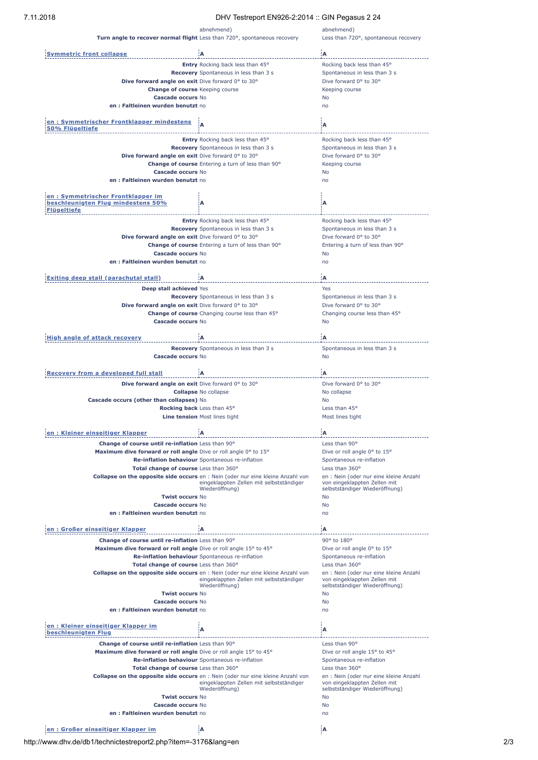| | | |
|---|---|---|
| | abnehmend) | abnehmend) |
| **Turn angle to recover normal flight** | Less than 720°, spontaneous recovery | Less than 720°, spontaneous recovery |

| Symmetric front collapse | A | A |
|---|---|---|
| **Entry** | Rocking back less than 45° | Rocking back less than 45° |
| **Recovery** | Spontaneous in less than 3 s | Spontaneous in less than 3 s |
| **Dive forward angle on exit** | Dive forward 0° to 30° | Dive forward 0° to 30° |
| **Change of course** | Keeping course | Keeping course |
| **Cascade occurs** | No | No |
| **en : Faltleinen wurden benutzt** | no | no |

| en : Symmetrischer Frontklapper mindestens 50% Flügeltiefe | A | A |
|---|---|---|
| **Entry** | Rocking back less than 45° | Rocking back less than 45° |
| **Recovery** | Spontaneous in less than 3 s | Spontaneous in less than 3 s |
| **Dive forward angle on exit** | Dive forward 0° to 30° | Dive forward 0° to 30° |
| **Change of course** | Entering a turn of less than 90° | Keeping course |
| **Cascade occurs** | No | No |
| **en : Faltleinen wurden benutzt** | no | no |

| en : Symmetrischer Frontklapper im beschleunigten Flug mindestens 50% Flügeltiefe | A | A |
|---|---|---|
| **Entry** | Rocking back less than 45° | Rocking back less than 45° |
| **Recovery** | Spontaneous in less than 3 s | Spontaneous in less than 3 s |
| **Dive forward angle on exit** | Dive forward 0° to 30° | Dive forward 0° to 30° |
| **Change of course** | Entering a turn of less than 90° | Entering a turn of less than 90° |
| **Cascade occurs** | No | No |
| **en : Faltleinen wurden benutzt** | no | no |

| Exiting deep stall (parachutal stall) | A | A |
|---|---|---|
| **Deep stall achieved** | Yes | Yes |
| **Recovery** | Spontaneous in less than 3 s | Spontaneous in less than 3 s |
| **Dive forward angle on exit** | Dive forward 0° to 30° | Dive forward 0° to 30° |
| **Change of course** | Changing course less than 45° | Changing course less than 45° |
| **Cascade occurs** | No | No |

| High angle of attack recovery | A | A |
|---|---|---|
| **Recovery** | Spontaneous in less than 3 s | Spontaneous in less than 3 s |
| **Cascade occurs** | No | No |

| Recovery from a developed full stall | A | A |
|---|---|---|
| **Dive forward angle on exit** | Dive forward 0° to 30° | Dive forward 0° to 30° |
| **Collapse** | No collapse | No collapse |
| **Cascade occurs (other than collapses)** | No | No |
| **Rocking back** | Less than 45° | Less than 45° |
| **Line tension** | Most lines tight | Most lines tight |

| en : Kleiner einseitiger Klapper | A | A |
|---|---|---|
| **Change of course until re-inflation** | Less than 90° | Less than 90° |
| **Maximum dive forward or roll angle** | Dive or roll angle 0° to 15° | Dive or roll angle 0° to 15° |
| **Re-inflation behaviour** | Spontaneous re-inflation | Spontaneous re-inflation |
| **Total change of course** | Less than 360° | Less than 360° |
| **Collapse on the opposite side occurs** | en : Nein (oder nur eine kleine Anzahl von eingeklappten Zellen mit selbstständiger Wiederöffnung) | en : Nein (oder nur eine kleine Anzahl von eingeklappten Zellen mit selbstständiger Wiederöffnung) |
| **Twist occurs** | No | No |
| **Cascade occurs** | No | No |
| **en : Faltleinen wurden benutzt** | no | no |

| en : Großer einseitiger Klapper | A | A |
|---|---|---|
| **Change of course until re-inflation** | Less than 90° | 90° to 180° |
| **Maximum dive forward or roll angle** | Dive or roll angle 15° to 45° | Dive or roll angle 0° to 15° |
| **Re-inflation behaviour** | Spontaneous re-inflation | Spontaneous re-inflation |
| **Total change of course** | Less than 360° | Less than 360° |
| **Collapse on the opposite side occurs** | en : Nein (oder nur eine kleine Anzahl von eingeklappten Zellen mit selbstständiger Wiederöffnung) | en : Nein (oder nur eine kleine Anzahl von eingeklappten Zellen mit selbstständiger Wiederöffnung) |
| **Twist occurs** | No | No |
| **Cascade occurs** | No | No |
| **en : Faltleinen wurden benutzt** | no | no |

| en : Kleiner einseitiger Klapper im beschleunigten Flug | A | A |
|---|---|---|
| **Change of course until re-inflation** | Less than 90° | Less than 90° |
| **Maximum dive forward or roll angle** | Dive or roll angle 15° to 45° | Dive or roll angle 15° to 45° |
| **Re-inflation behaviour** | Spontaneous re-inflation | Spontaneous re-inflation |
| **Total change of course** | Less than 360° | Less than 360° |
| **Collapse on the opposite side occurs** | en : Nein (oder nur eine kleine Anzahl von eingeklappten Zellen mit selbstständiger Wiederöffnung) | en : Nein (oder nur eine kleine Anzahl von eingeklappten Zellen mit selbstständiger Wiederöffnung) |
| **Twist occurs** | No | No |
| **Cascade occurs** | No | No |
| **en : Faltleinen wurden benutzt** | no | no |

| en : Großer einseitiger Klapper im | A | A |
|---|---|---|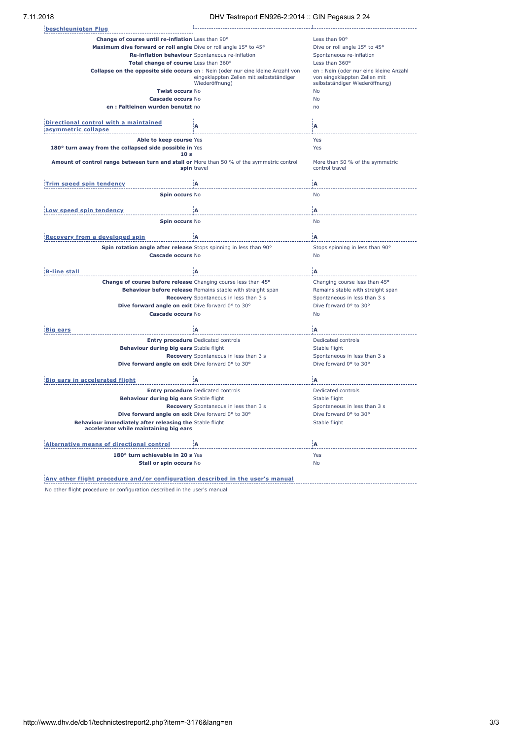| | | |
|---|---|---|
| **beschleunigten Flug** | | |
| **Change of course until re-inflation** | Less than 90° | Less than 90° |
| **Maximum dive forward or roll angle** | Dive or roll angle 15° to 45° | Dive or roll angle 15° to 45° |
| **Re-inflation behaviour** | Spontaneous re-inflation | Spontaneous re-inflation |
| **Total change of course** | Less than 360° | Less than 360° |
| **Collapse on the opposite side occurs** | en : Nein (oder nur eine kleine Anzahl von eingeklappten Zellen mit selbstständiger Wiederöffnung) | en : Nein (oder nur eine kleine Anzahl von eingeklappten Zellen mit selbstständiger Wiederöffnung) |
| **Twist occurs** | No | No |
| **Cascade occurs** | No | No |
| **en : Faltleinen wurden benutzt** | no | no |
| **Directional control with a maintained asymmetric collapse** | **A** | **A** |
| **Able to keep course** | Yes | Yes |
| **180° turn away from the collapsed side possible in 10 s** | Yes | Yes |
| **Amount of control range between turn and stall or spin** | More than 50 % of the symmetric control travel | More than 50 % of the symmetric control travel |
| **Trim speed spin tendency** | **A** | **A** |
| **Spin occurs** | No | No |
| **Low speed spin tendency** | **A** | **A** |
| **Spin occurs** | No | No |
| **Recovery from a developed spin** | **A** | **A** |
| **Spin rotation angle after release** | Stops spinning in less than 90° | Stops spinning in less than 90° |
| **Cascade occurs** | No | No |
| **B-line stall** | **A** | **A** |
| **Change of course before release** | Changing course less than 45° | Changing course less than 45° |
| **Behaviour before release** | Remains stable with straight span | Remains stable with straight span |
| **Recovery** | Spontaneous in less than 3 s | Spontaneous in less than 3 s |
| **Dive forward angle on exit** | Dive forward 0° to 30° | Dive forward 0° to 30° |
| **Cascade occurs** | No | No |
| **Big ears** | **A** | **A** |
| **Entry procedure** | Dedicated controls | Dedicated controls |
| **Behaviour during big ears** | Stable flight | Stable flight |
| **Recovery** | Spontaneous in less than 3 s | Spontaneous in less than 3 s |
| **Dive forward angle on exit** | Dive forward 0° to 30° | Dive forward 0° to 30° |
| **Big ears in accelerated flight** | **A** | **A** |
| **Entry procedure** | Dedicated controls | Dedicated controls |
| **Behaviour during big ears** | Stable flight | Stable flight |
| **Recovery** | Spontaneous in less than 3 s | Spontaneous in less than 3 s |
| **Dive forward angle on exit** | Dive forward 0° to 30° | Dive forward 0° to 30° |
| **Behaviour immediately after releasing the accelerator while maintaining big ears** | Stable flight | Stable flight |
| **Alternative means of directional control** | **A** | **A** |
| **180° turn achievable in 20 s** | Yes | Yes |
| **Stall or spin occurs** | No | No |

**Any other flight procedure and/or configuration described in the user's manual**

No other flight procedure or configuration described in the user's manual